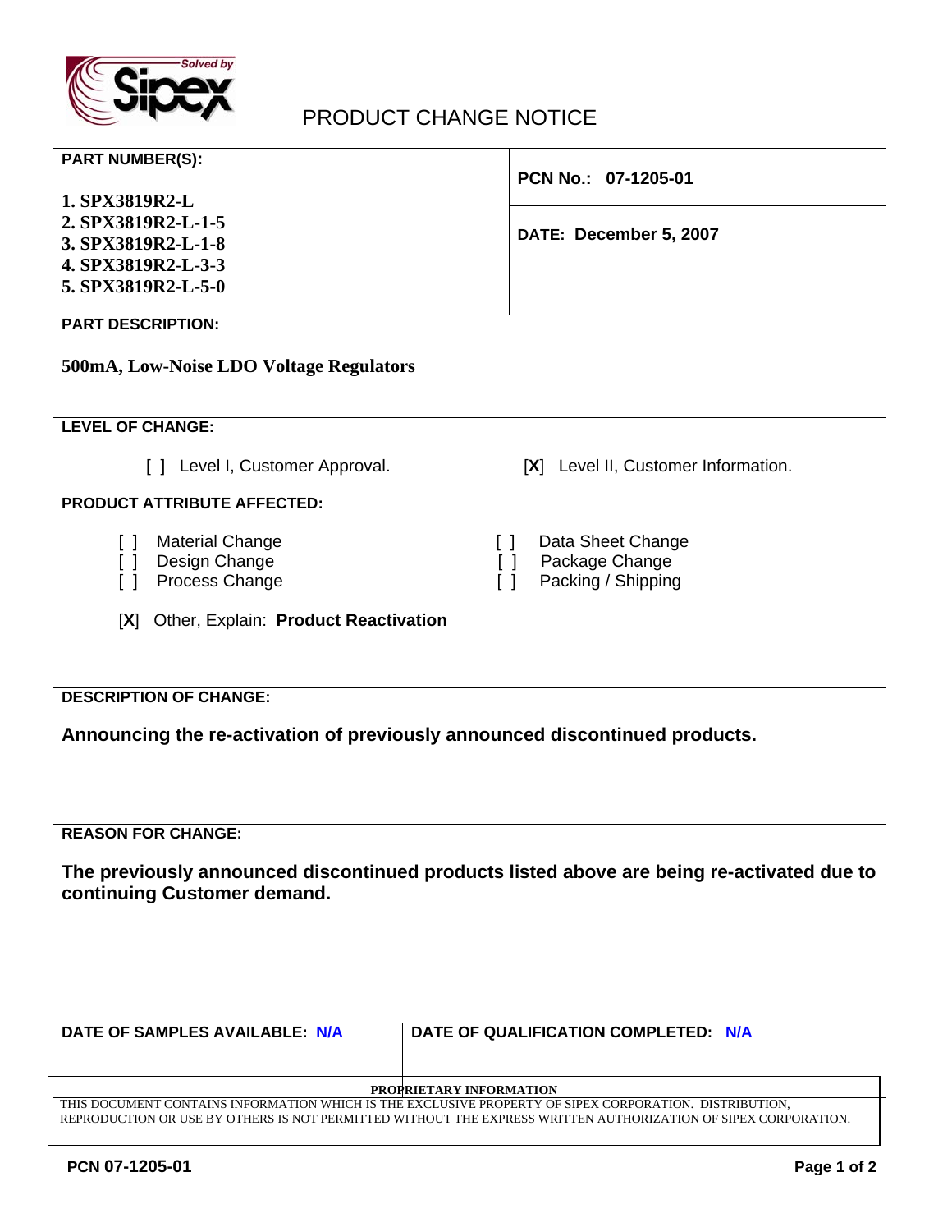# PRODUCT CHANGE NOTICE

**PART NUMBER(S):**

1. SPX3819R2-L
2. SPX3819R2-L-1-5
3. SPX3819R2-L-1-8
4. SPX3819R2-L-3-3
5. SPX3819R2-L-5-0

**PCN No.: 07-1205-01**

**DATE: December 5, 2007**

**PART DESCRIPTION:**

**500mA, Low-Noise LDO Voltage Regulators**

**LEVEL OF CHANGE:**

[ ] Level I, Customer Approval. [X] Level II, Customer Information.

**PRODUCT ATTRIBUTE AFFECTED:**

[ ] Material Change
[ ] Design Change
[ ] Process Change
[ ] Data Sheet Change
[ ] Package Change
[ ] Packing / Shipping

[X] Other, Explain: **Product Reactivation**

**DESCRIPTION OF CHANGE:**

**Announcing the re-activation of previously announced discontinued products.**

**REASON FOR CHANGE:**

**The previously announced discontinued products listed above are being re-activated due to continuing Customer demand.**

**DATE OF SAMPLES AVAILABLE: N/A**

**DATE OF QUALIFICATION COMPLETED: N/A**

**PROPRIETARY INFORMATION**

THIS DOCUMENT CONTAINS INFORMATION WHICH IS THE EXCLUSIVE PROPERTY OF SIPEX CORPORATION. DISTRIBUTION, REPRODUCTION OR USE BY OTHERS IS NOT PERMITTED WITHOUT THE EXPRESS WRITTEN AUTHORIZATION OF SIPEX CORPORATION.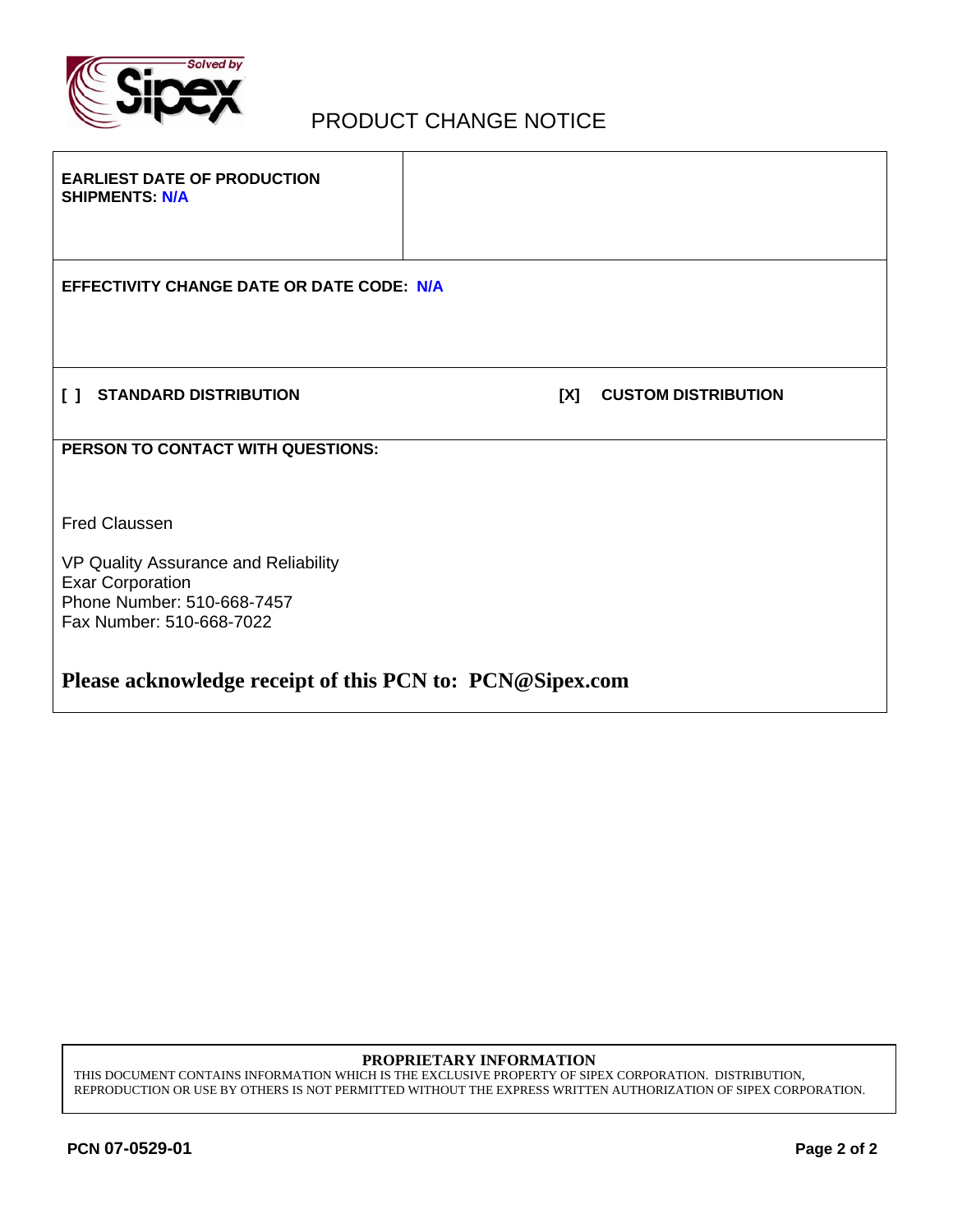# PRODUCT CHANGE NOTICE

| | |
|---|---|
| **EARLIEST DATE OF PRODUCTION SHIPMENTS: N/A** | |
| **EFFECTIVITY CHANGE DATE OR DATE CODE: N/A** | |
| **[ ] STANDARD DISTRIBUTION** | **[X] CUSTOM DISTRIBUTION** |

**PERSON TO CONTACT WITH QUESTIONS:**

Fred Claussen

VP Quality Assurance and Reliability
Exar Corporation
Phone Number: 510-668-7457
Fax Number: 510-668-7022

**Please acknowledge receipt of this PCN to: PCN@Sipex.com**

**PROPRIETARY INFORMATION**
THIS DOCUMENT CONTAINS INFORMATION WHICH IS THE EXCLUSIVE PROPERTY OF SIPEX CORPORATION. DISTRIBUTION, REPRODUCTION OR USE BY OTHERS IS NOT PERMITTED WITHOUT THE EXPRESS WRITTEN AUTHORIZATION OF SIPEX CORPORATION.

**PCN 07-0529-01**